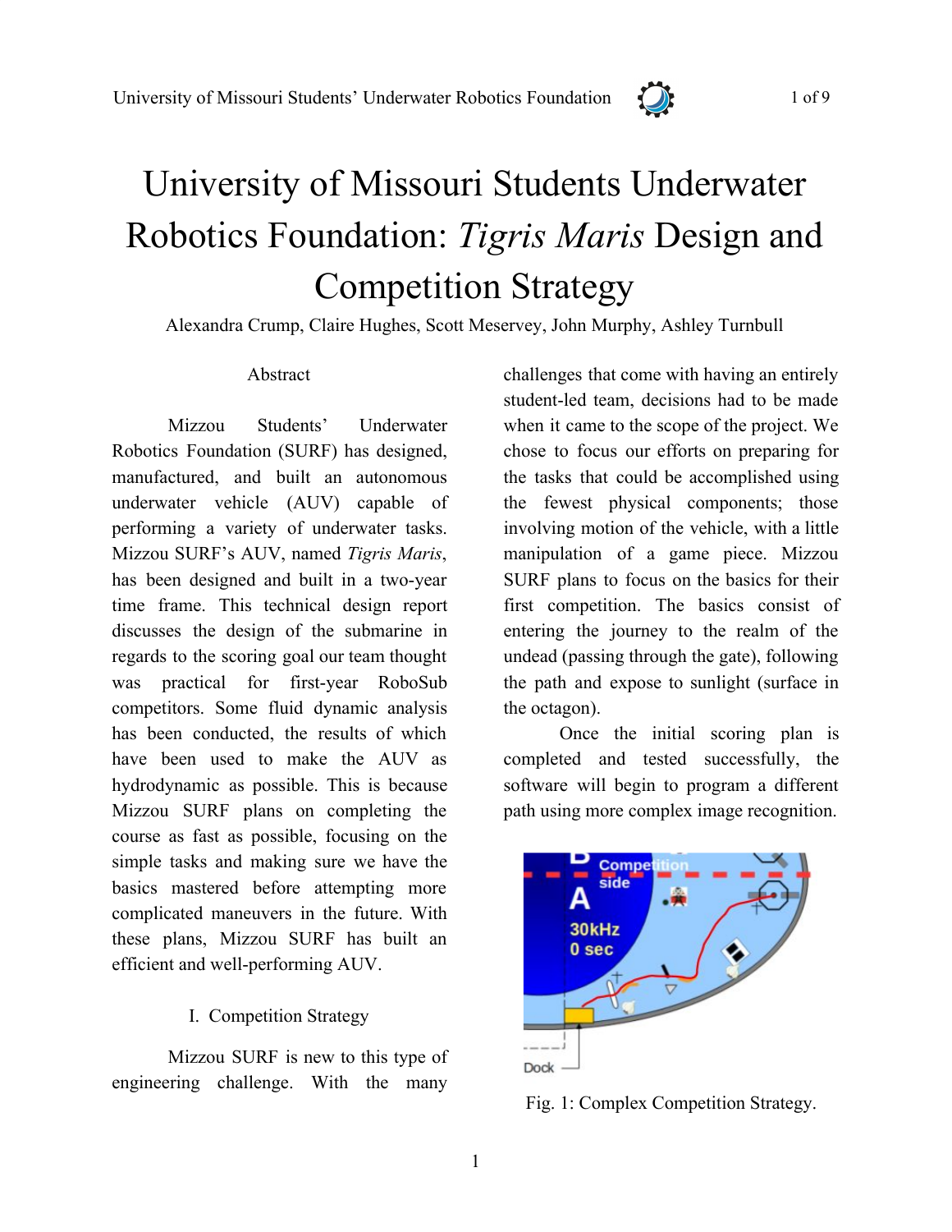# University of Missouri Students Underwater Robotics Foundation: *Tigris Maris* Design and Competition Strategy

Alexandra Crump, Claire Hughes, Scott Meservey, John Murphy, Ashley Turnbull

## Abstract

Mizzou Students' Underwater Robotics Foundation (SURF) has designed, manufactured, and built an autonomous underwater vehicle (AUV) capable of performing a variety of underwater tasks. Mizzou SURF's AUV, named *Tigris Maris*, has been designed and built in a two-year time frame. This technical design report discusses the design of the submarine in regards to the scoring goal our team thought was practical for first-year RoboSub competitors. Some fluid dynamic analysis has been conducted, the results of which have been used to make the AUV as hydrodynamic as possible. This is because Mizzou SURF plans on completing the course as fast as possible, focusing on the simple tasks and making sure we have the basics mastered before attempting more complicated maneuvers in the future. With these plans, Mizzou SURF has built an efficient and well-performing AUV.

## I. Competition Strategy

Mizzou SURF is new to this type of engineering challenge. With the many challenges that come with having an entirely student-led team, decisions had to be made when it came to the scope of the project. We chose to focus our efforts on preparing for the tasks that could be accomplished using the fewest physical components; those involving motion of the vehicle, with a little manipulation of a game piece. Mizzou SURF plans to focus on the basics for their first competition. The basics consist of entering the journey to the realm of the undead (passing through the gate), following the path and expose to sunlight (surface in the octagon).

Once the initial scoring plan is completed and tested successfully, the software will begin to program a different path using more complex image recognition.

Fig. 1: Complex Competition Strategy.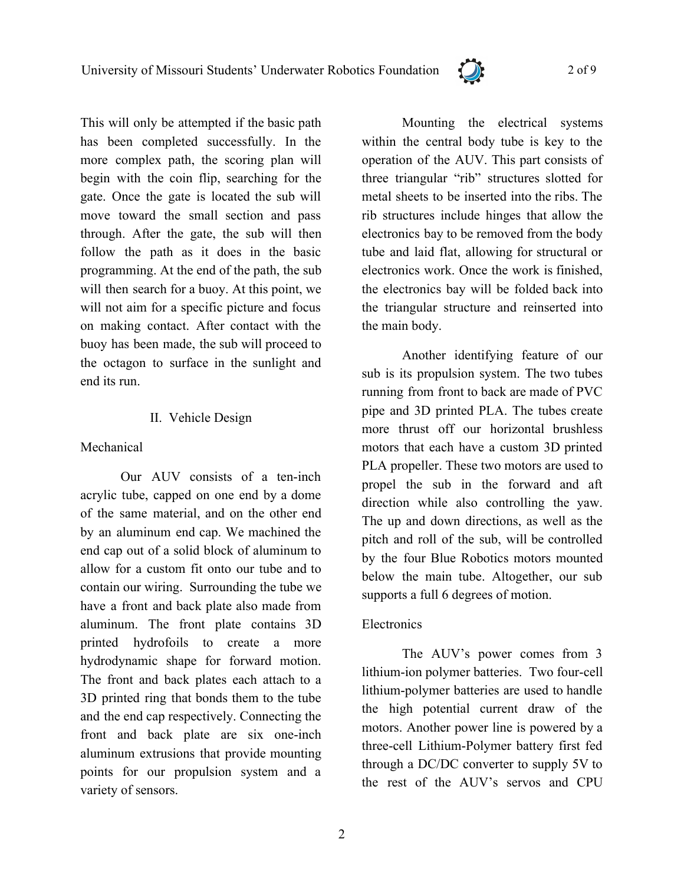This will only be attempted if the basic path has been completed successfully. In the more complex path, the scoring plan will begin with the coin flip, searching for the gate. Once the gate is located the sub will move toward the small section and pass through. After the gate, the sub will then follow the path as it does in the basic programming. At the end of the path, the sub will then search for a buoy. At this point, we will not aim for a specific picture and focus on making contact. After contact with the buoy has been made, the sub will proceed to the octagon to surface in the sunlight and end its run.

## II. Vehicle Design

### Mechanical

Our AUV consists of a ten-inch acrylic tube, capped on one end by a dome of the same material, and on the other end by an aluminum end cap. We machined the end cap out of a solid block of aluminum to allow for a custom fit onto our tube and to contain our wiring. Surrounding the tube we have a front and back plate also made from aluminum. The front plate contains 3D printed hydrofoils to create a more hydrodynamic shape for forward motion. The front and back plates each attach to a 3D printed ring that bonds them to the tube and the end cap respectively. Connecting the front and back plate are six one-inch aluminum extrusions that provide mounting points for our propulsion system and a variety of sensors.

Mounting the electrical systems within the central body tube is key to the operation of the AUV. This part consists of three triangular "rib" structures slotted for metal sheets to be inserted into the ribs. The rib structures include hinges that allow the electronics bay to be removed from the body tube and laid flat, allowing for structural or electronics work. Once the work is finished, the electronics bay will be folded back into the triangular structure and reinserted into the main body.

Another identifying feature of our sub is its propulsion system. The two tubes running from front to back are made of PVC pipe and 3D printed PLA. The tubes create more thrust off our horizontal brushless motors that each have a custom 3D printed PLA propeller. These two motors are used to propel the sub in the forward and aft direction while also controlling the yaw. The up and down directions, as well as the pitch and roll of the sub, will be controlled by the four Blue Robotics motors mounted below the main tube. Altogether, our sub supports a full 6 degrees of motion.

### Electronics

The AUV's power comes from 3 lithium-ion polymer batteries. Two four-cell lithium-polymer batteries are used to handle the high potential current draw of the motors. Another power line is powered by a three-cell Lithium-Polymer battery first fed through a DC/DC converter to supply 5V to the rest of the AUV's servos and CPU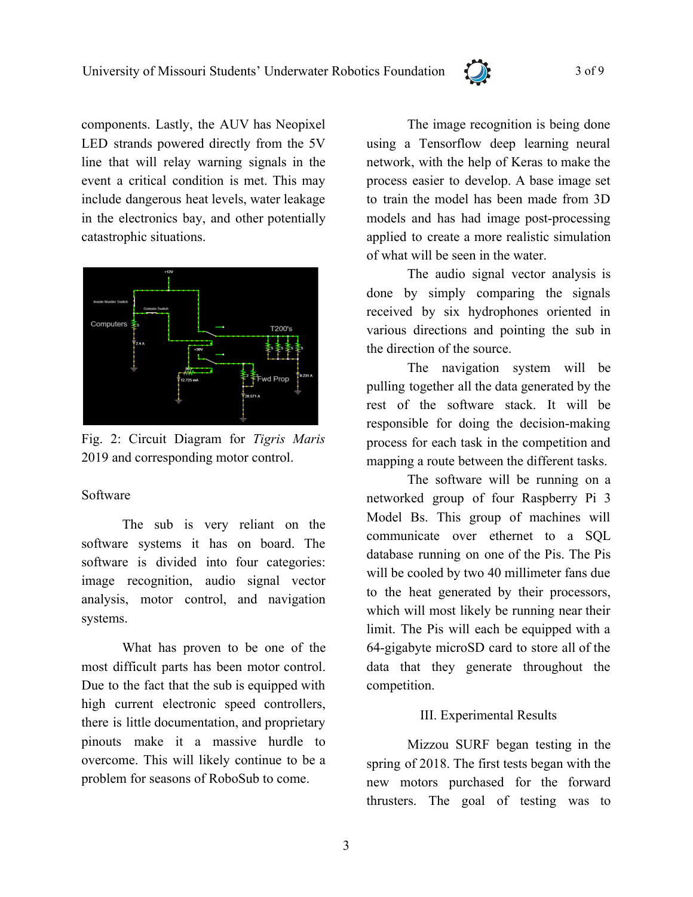components. Lastly, the AUV has Neopixel LED strands powered directly from the 5V line that will relay warning signals in the event a critical condition is met. This may include dangerous heat levels, water leakage in the electronics bay, and other potentially catastrophic situations.

Fig. 2: Circuit Diagram for *Tigris Maris* 2019 and corresponding motor control.

## Software

The sub is very reliant on the software systems it has on board. The software is divided into four categories: image recognition, audio signal vector analysis, motor control, and navigation systems.

What has proven to be one of the most difficult parts has been motor control. Due to the fact that the sub is equipped with high current electronic speed controllers, there is little documentation, and proprietary pinouts make it a massive hurdle to overcome. This will likely continue to be a problem for seasons of RoboSub to come.

The image recognition is being done using a Tensorflow deep learning neural network, with the help of Keras to make the process easier to develop. A base image set to train the model has been made from 3D models and has had image post-processing applied to create a more realistic simulation of what will be seen in the water.

The audio signal vector analysis is done by simply comparing the signals received by six hydrophones oriented in various directions and pointing the sub in the direction of the source.

The navigation system will be pulling together all the data generated by the rest of the software stack. It will be responsible for doing the decision-making process for each task in the competition and mapping a route between the different tasks.

The software will be running on a networked group of four Raspberry Pi 3 Model Bs. This group of machines will communicate over ethernet to a SQL database running on one of the Pis. The Pis will be cooled by two 40 millimeter fans due to the heat generated by their processors, which will most likely be running near their limit. The Pis will each be equipped with a 64-gigabyte microSD card to store all of the data that they generate throughout the competition.

## III. Experimental Results

Mizzou SURF began testing in the spring of 2018. The first tests began with the new motors purchased for the forward thrusters. The goal of testing was to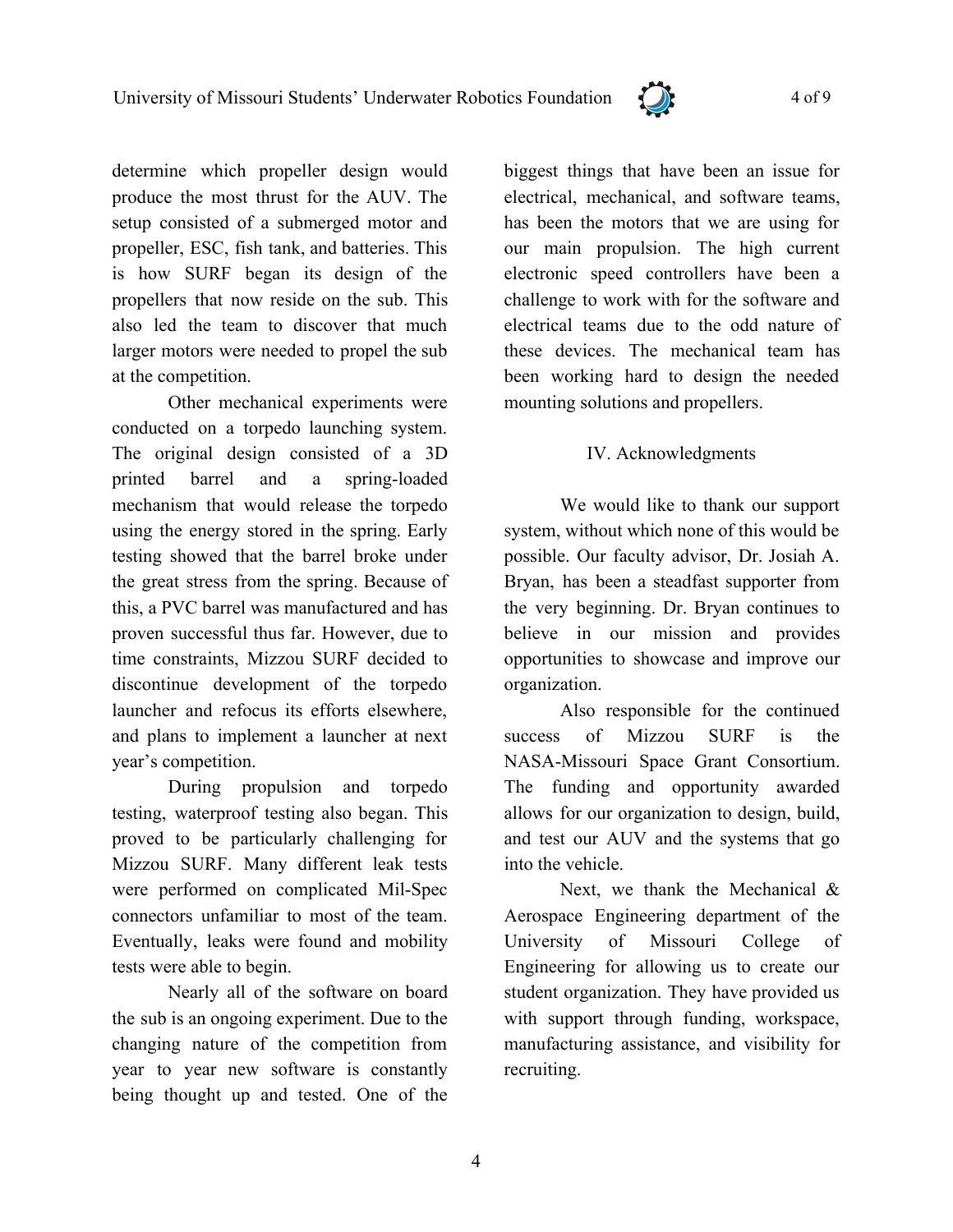determine which propeller design would produce the most thrust for the AUV. The setup consisted of a submerged motor and propeller, ESC, fish tank, and batteries. This is how SURF began its design of the propellers that now reside on the sub. This also led the team to discover that much larger motors were needed to propel the sub at the competition.

Other mechanical experiments were conducted on a torpedo launching system. The original design consisted of a 3D printed barrel and a spring-loaded mechanism that would release the torpedo using the energy stored in the spring. Early testing showed that the barrel broke under the great stress from the spring. Because of this, a PVC barrel was manufactured and has proven successful thus far. However, due to time constraints, Mizzou SURF decided to discontinue development of the torpedo launcher and refocus its efforts elsewhere, and plans to implement a launcher at next year's competition.

During propulsion and torpedo testing, waterproof testing also began. This proved to be particularly challenging for Mizzou SURF. Many different leak tests were performed on complicated Mil-Spec connectors unfamiliar to most of the team. Eventually, leaks were found and mobility tests were able to begin.

Nearly all of the software on board the sub is an ongoing experiment. Due to the changing nature of the competition from year to year new software is constantly being thought up and tested. One of the biggest things that have been an issue for electrical, mechanical, and software teams, has been the motors that we are using for our main propulsion. The high current electronic speed controllers have been a challenge to work with for the software and electrical teams due to the odd nature of these devices. The mechanical team has been working hard to design the needed mounting solutions and propellers.

## IV. Acknowledgments

We would like to thank our support system, without which none of this would be possible. Our faculty advisor, Dr. Josiah A. Bryan, has been a steadfast supporter from the very beginning. Dr. Bryan continues to believe in our mission and provides opportunities to showcase and improve our organization.

Also responsible for the continued success of Mizzou SURF is the NASA-Missouri Space Grant Consortium. The funding and opportunity awarded allows for our organization to design, build, and test our AUV and the systems that go into the vehicle.

Next, we thank the Mechanical & Aerospace Engineering department of the University of Missouri College of Engineering for allowing us to create our student organization. They have provided us with support through funding, workspace, manufacturing assistance, and visibility for recruiting.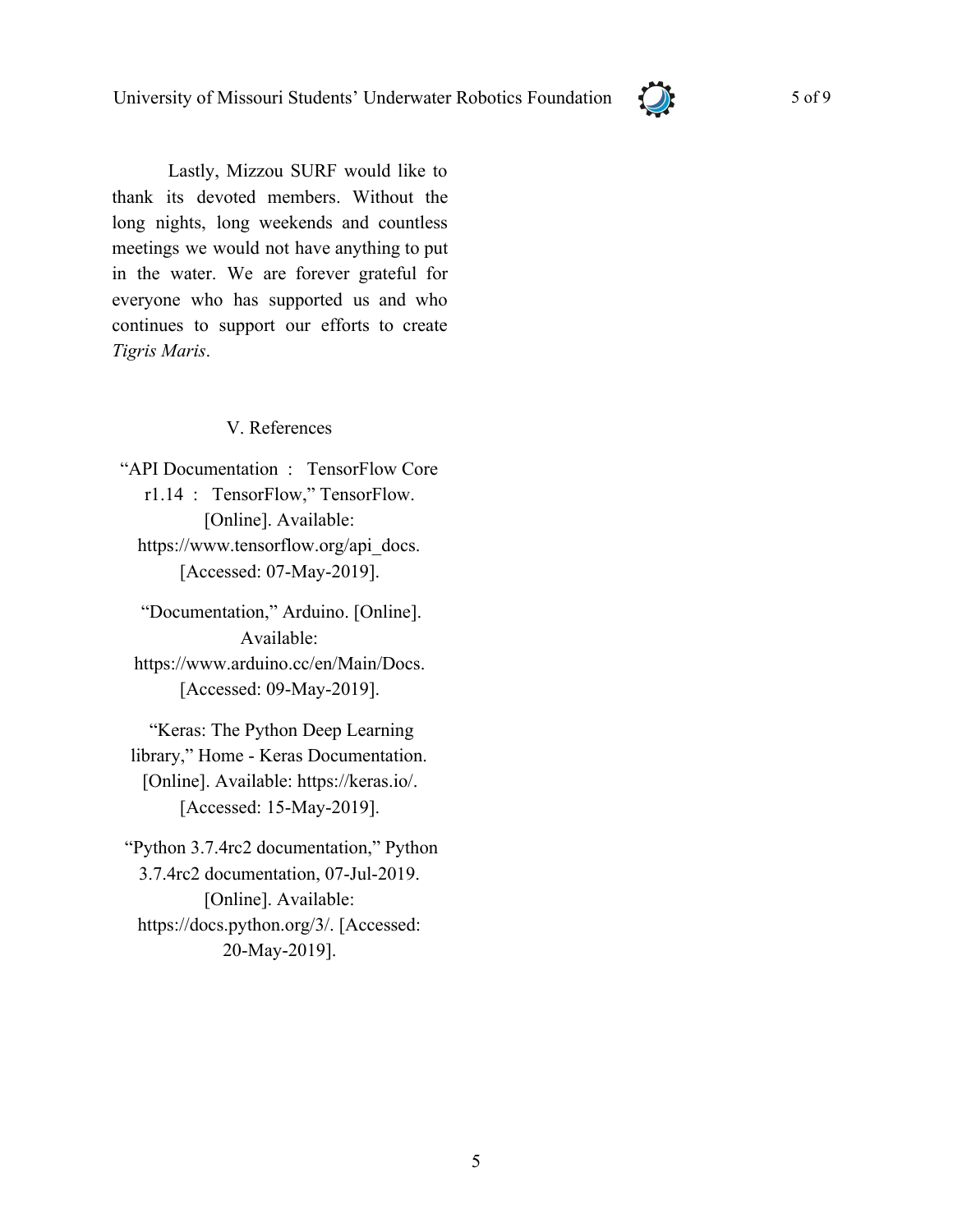Lastly, Mizzou SURF would like to thank its devoted members. Without the long nights, long weekends and countless meetings we would not have anything to put in the water. We are forever grateful for everyone who has supported us and who continues to support our efforts to create *Tigris Maris*.

## V. References

“API Documentation : TensorFlow Core r1.14 : TensorFlow,” TensorFlow. [Online]. Available: https://www.tensorflow.org/api_docs. [Accessed: 07-May-2019].

“Documentation,” Arduino. [Online]. Available: https://www.arduino.cc/en/Main/Docs. [Accessed: 09-May-2019].

“Keras: The Python Deep Learning library,” Home - Keras Documentation. [Online]. Available: https://keras.io/. [Accessed: 15-May-2019].

“Python 3.7.4rc2 documentation,” Python 3.7.4rc2 documentation, 07-Jul-2019. [Online]. Available: https://docs.python.org/3/. [Accessed: 20-May-2019].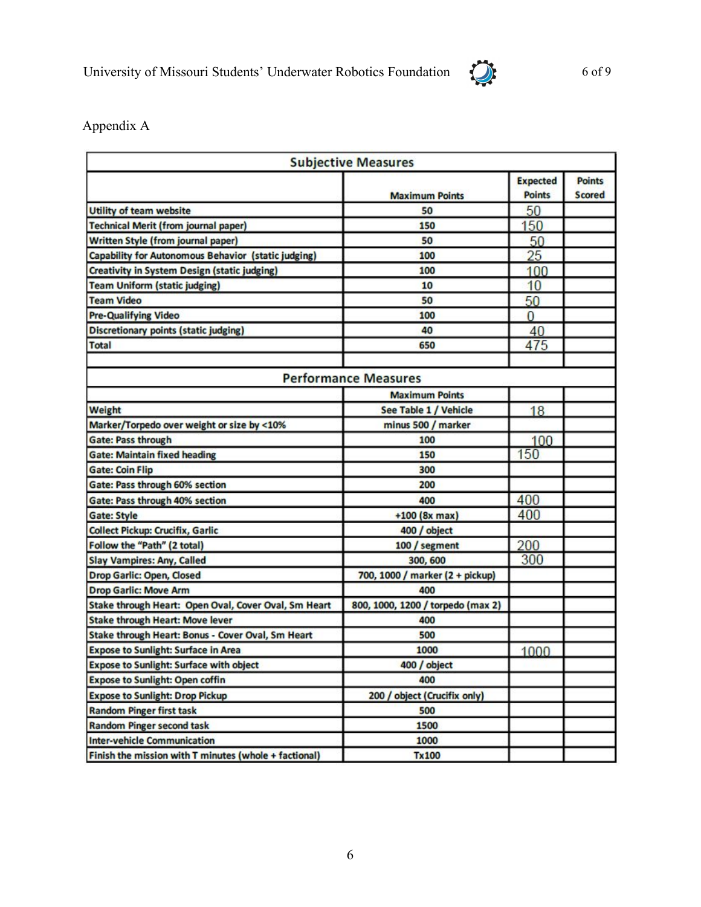Appendix A

| Subjective Measures | | | |
|---|---|---|---|
| | Maximum Points | Expected Points | Points Scored |
| Utility of team website | 50 | 50 | |
| Technical Merit (from journal paper) | 150 | 150 | |
| Written Style (from journal paper) | 50 | 50 | |
| Capability for Autonomous Behavior (static judging) | 100 | 25 | |
| Creativity in System Design (static judging) | 100 | 100 | |
| Team Uniform (static judging) | 10 | 10 | |
| Team Video | 50 | 50 | |
| Pre-Qualifying Video | 100 | 0 | |
| Discretionary points (static judging) | 40 | 40 | |
| Total | 650 | 475 | |

| Performance Measures | | | |
|---|---|---|---|
| | Maximum Points | | |
| Weight | See Table 1 / Vehicle | 18 | |
| Marker/Torpedo over weight or size by <10% | minus 500 / marker | | |
| Gate: Pass through | 100 | 100 | |
| Gate: Maintain fixed heading | 150 | 150 | |
| Gate: Coin Flip | 300 | | |
| Gate: Pass through 60% section | 200 | | |
| Gate: Pass through 40% section | 400 | 400 | |
| Gate: Style | +100 (8x max) | 400 | |
| Collect Pickup: Crucifix, Garlic | 400 / object | | |
| Follow the "Path" (2 total) | 100 / segment | 200 | |
| Slay Vampires: Any, Called | 300, 600 | 300 | |
| Drop Garlic: Open, Closed | 700, 1000 / marker (2 + pickup) | | |
| Drop Garlic: Move Arm | 400 | | |
| Stake through Heart: Open Oval, Cover Oval, Sm Heart | 800, 1000, 1200 / torpedo (max 2) | | |
| Stake through Heart: Move lever | 400 | | |
| Stake through Heart: Bonus - Cover Oval, Sm Heart | 500 | | |
| Expose to Sunlight: Surface in Area | 1000 | 1000 | |
| Expose to Sunlight: Surface with object | 400 / object | | |
| Expose to Sunlight: Open coffin | 400 | | |
| Expose to Sunlight: Drop Pickup | 200 / object (Crucifix only) | | |
| Random Pinger first task | 500 | | |
| Random Pinger second task | 1500 | | |
| Inter-vehicle Communication | 1000 | | |
| Finish the mission with T minutes (whole + factional) | Tx100 | | |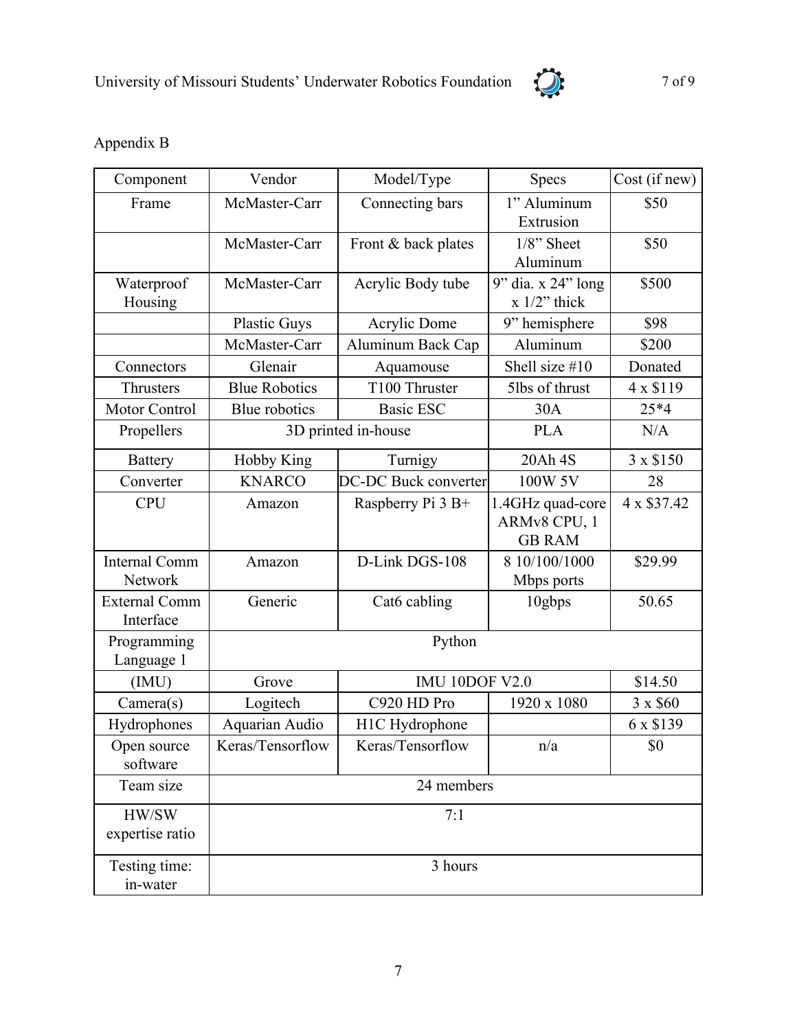Appendix B

| Component | Vendor | Model/Type | Specs | Cost (if new) |
|---|---|---|---|---|
| Frame | McMaster-Carr | Connecting bars | 1" Aluminum Extrusion | \$50 |
| | McMaster-Carr | Front & back plates | 1/8" Sheet Aluminum | \$50 |
| Waterproof Housing | McMaster-Carr | Acrylic Body tube | 9" dia. x 24" long x 1/2" thick | \$500 |
| | Plastic Guys | Acrylic Dome | 9" hemisphere | \$98 |
| | McMaster-Carr | Aluminum Back Cap | Aluminum | \$200 |
| Connectors | Glenair | Aquamouse | Shell size #10 | Donated |
| Thrusters | Blue Robotics | T100 Thruster | 5lbs of thrust | 4 x \$119 |
| Motor Control | Blue robotics | Basic ESC | 30A | 25*4 |
| Propellers | 3D printed in-house | | PLA | N/A |
| Battery | Hobby King | Turnigy | 20Ah 4S | 3 x \$150 |
| Converter | KNARCO | DC-DC Buck converter | 100W 5V | 28 |
| CPU | Amazon | Raspberry Pi 3 B+ | 1.4GHz quad-core ARMv8 CPU, 1 GB RAM | 4 x \$37.42 |
| Internal Comm Network | Amazon | D-Link DGS-108 | 8 10/100/1000 Mbps ports | \$29.99 |
| External Comm Interface | Generic | Cat6 cabling | 10gbps | 50.65 |
| Programming Language 1 | Python | | | |
| (IMU) | Grove | IMU 10DOF V2.0 | | \$14.50 |
| Camera(s) | Logitech | C920 HD Pro | 1920 x 1080 | 3 x \$60 |
| Hydrophones | Aquarian Audio | H1C Hydrophone | | 6 x \$139 |
| Open source software | Keras/Tensorflow | Keras/Tensorflow | n/a | \$0 |
| Team size | 24 members | | | |
| HW/SW expertise ratio | 7:1 | | | |
| Testing time: in-water | 3 hours | | | |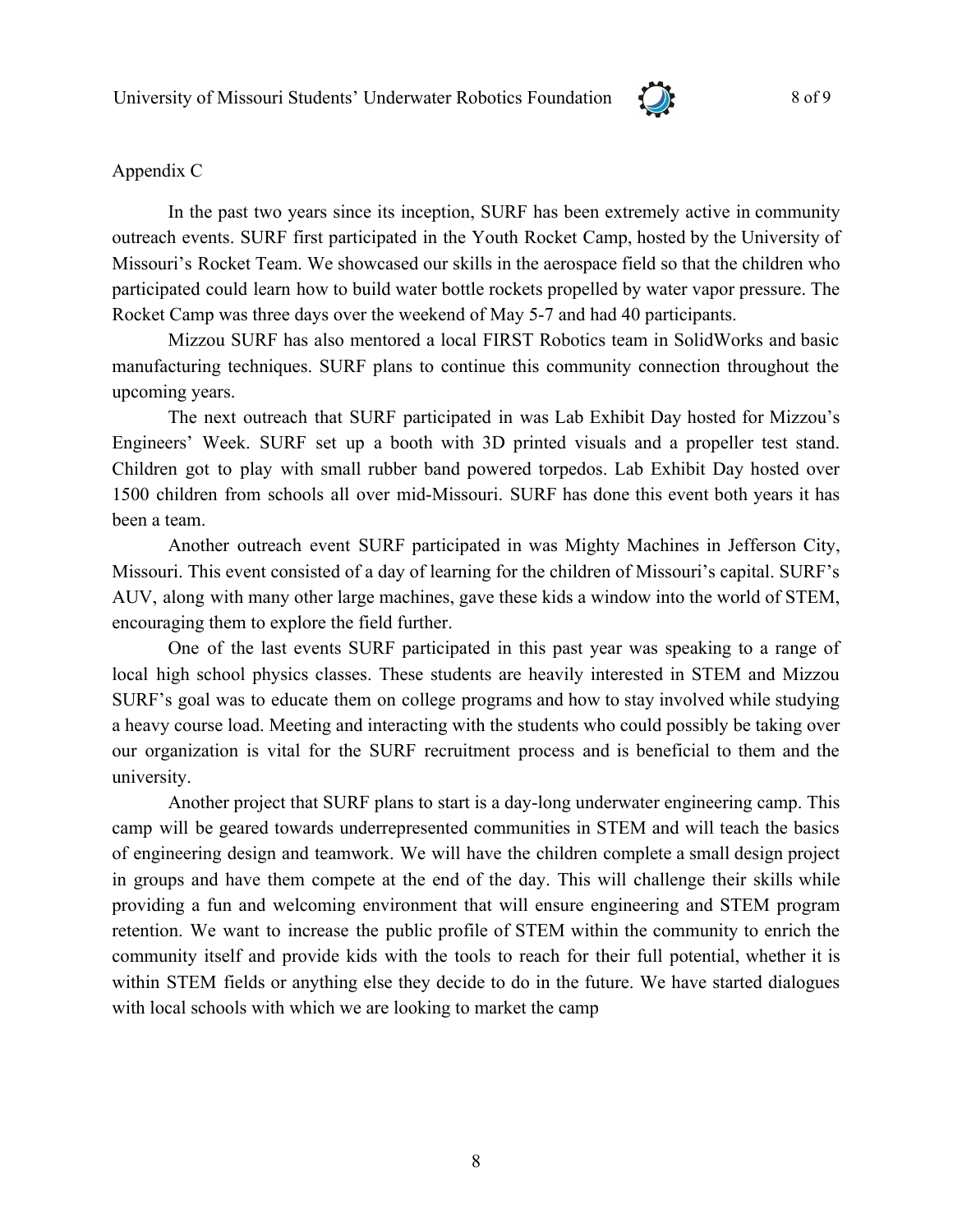## Appendix C

In the past two years since its inception, SURF has been extremely active in community outreach events. SURF first participated in the Youth Rocket Camp, hosted by the University of Missouri's Rocket Team. We showcased our skills in the aerospace field so that the children who participated could learn how to build water bottle rockets propelled by water vapor pressure. The Rocket Camp was three days over the weekend of May 5-7 and had 40 participants.

Mizzou SURF has also mentored a local FIRST Robotics team in SolidWorks and basic manufacturing techniques. SURF plans to continue this community connection throughout the upcoming years.

The next outreach that SURF participated in was Lab Exhibit Day hosted for Mizzou's Engineers' Week. SURF set up a booth with 3D printed visuals and a propeller test stand. Children got to play with small rubber band powered torpedos. Lab Exhibit Day hosted over 1500 children from schools all over mid-Missouri. SURF has done this event both years it has been a team.

Another outreach event SURF participated in was Mighty Machines in Jefferson City, Missouri. This event consisted of a day of learning for the children of Missouri's capital. SURF's AUV, along with many other large machines, gave these kids a window into the world of STEM, encouraging them to explore the field further.

One of the last events SURF participated in this past year was speaking to a range of local high school physics classes. These students are heavily interested in STEM and Mizzou SURF's goal was to educate them on college programs and how to stay involved while studying a heavy course load. Meeting and interacting with the students who could possibly be taking over our organization is vital for the SURF recruitment process and is beneficial to them and the university.

Another project that SURF plans to start is a day-long underwater engineering camp. This camp will be geared towards underrepresented communities in STEM and will teach the basics of engineering design and teamwork. We will have the children complete a small design project in groups and have them compete at the end of the day. This will challenge their skills while providing a fun and welcoming environment that will ensure engineering and STEM program retention. We want to increase the public profile of STEM within the community to enrich the community itself and provide kids with the tools to reach for their full potential, whether it is within STEM fields or anything else they decide to do in the future. We have started dialogues with local schools with which we are looking to market the camp